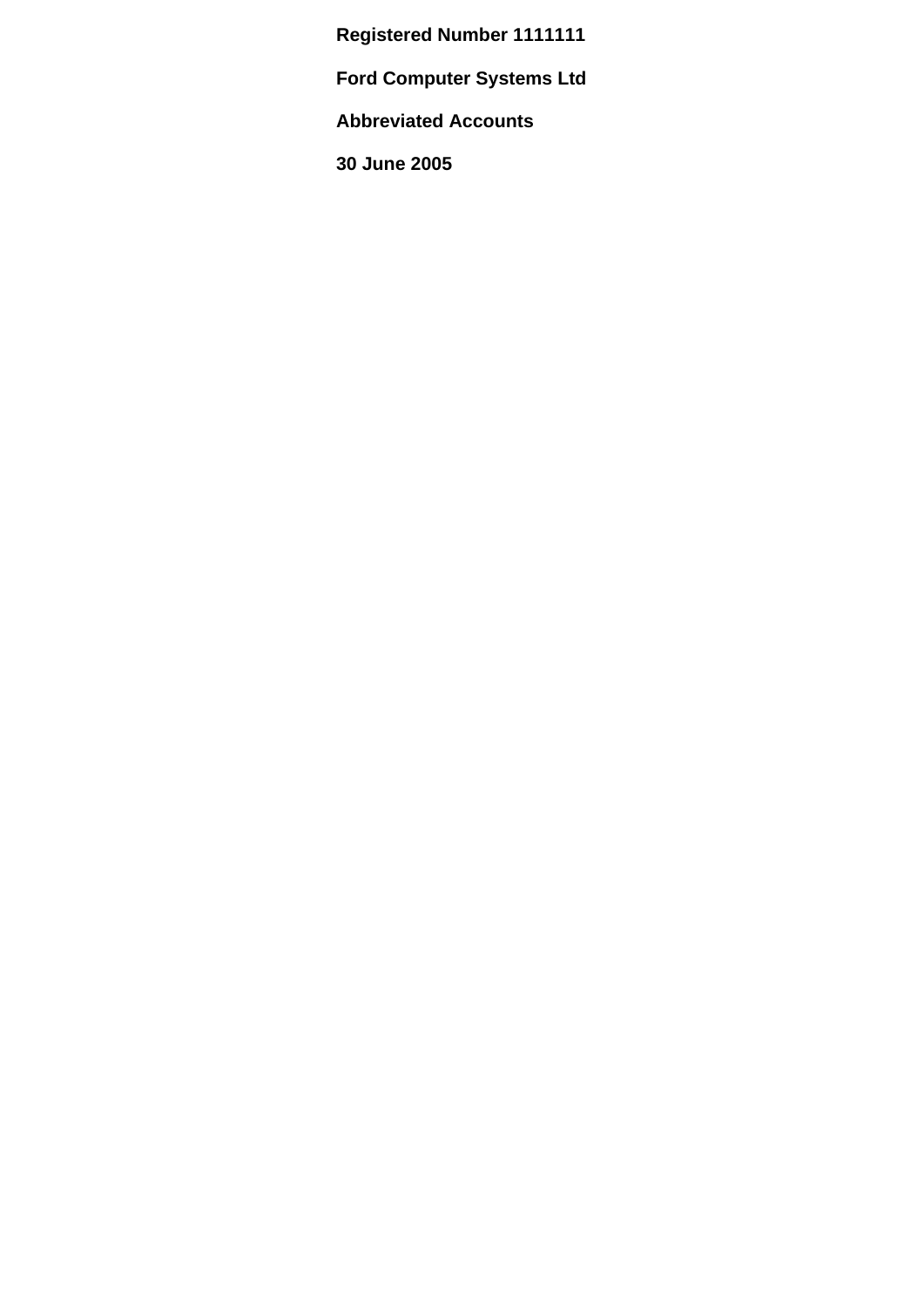**Registered Number 1111111**

**Ford Computer Systems Ltd**

**Abbreviated Accounts**

**30 June 2005**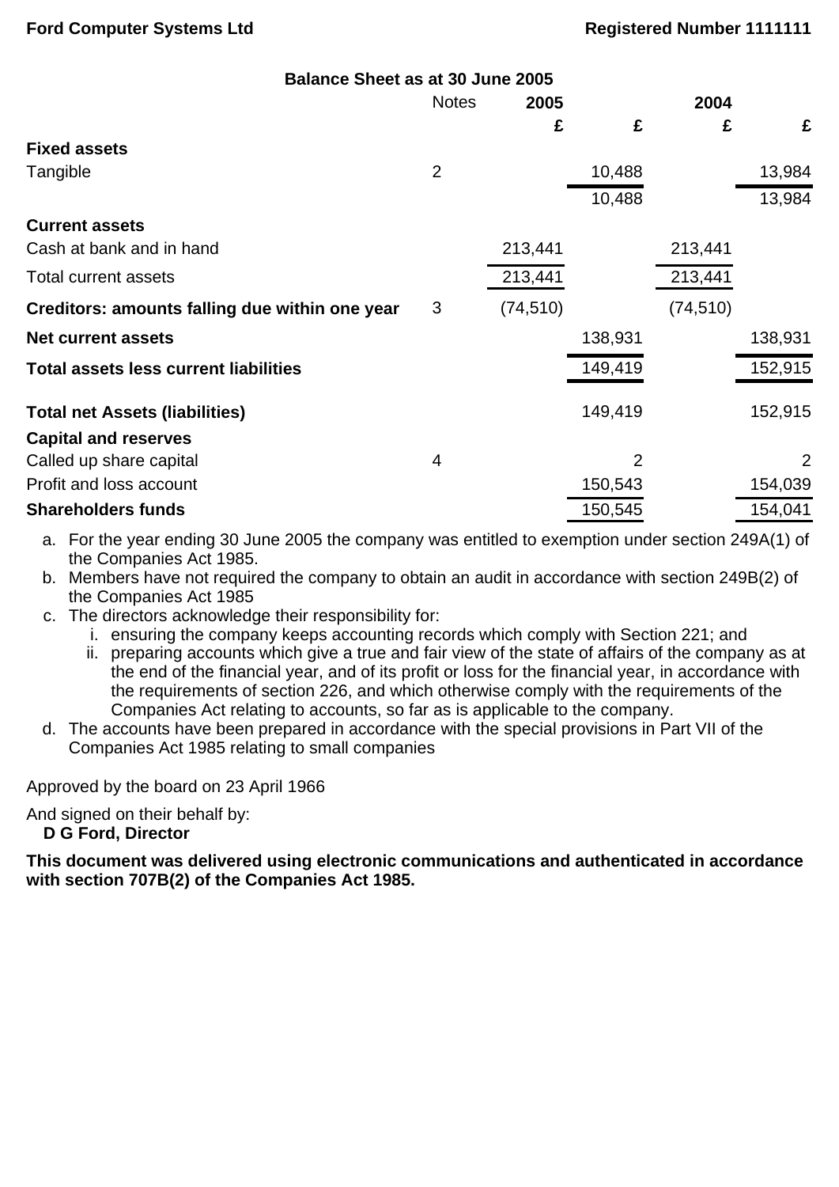**Ford Computer Systems Ltd** **Registered Number 1111111**

## Balance Sheet as at 30 June 2005

| | Notes | 2005 | | 2004 | |
|---|---|---|---|---|---|
| | | £ | £ | £ | £ |
| **Fixed assets** | | | | | |
| Tangible | 2 | | 10,488 | | 13,984 |
| | | | 10,488 | | 13,984 |
| **Current assets** | | | | | |
| Cash at bank and in hand | | 213,441 | | 213,441 | |
| Total current assets | | 213,441 | | 213,441 | |
| **Creditors: amounts falling due within one year** | 3 | (74,510) | | (74,510) | |
| **Net current assets** | | | 138,931 | | 138,931 |
| **Total assets less current liabilities** | | | 149,419 | | 152,915 |
| **Total net Assets (liabilities)** | | | 149,419 | | 152,915 |
| **Capital and reserves** | | | | | |
| Called up share capital | 4 | | 2 | | 2 |
| Profit and loss account | | | 150,543 | | 154,039 |
| **Shareholders funds** | | | 150,545 | | 154,041 |

a. For the year ending 30 June 2005 the company was entitled to exemption under section 249A(1) of the Companies Act 1985.
b. Members have not required the company to obtain an audit in accordance with section 249B(2) of the Companies Act 1985
c. The directors acknowledge their responsibility for:
   i. ensuring the company keeps accounting records which comply with Section 221; and
   ii. preparing accounts which give a true and fair view of the state of affairs of the company as at the end of the financial year, and of its profit or loss for the financial year, in accordance with the requirements of section 226, and which otherwise comply with the requirements of the Companies Act relating to accounts, so far as is applicable to the company.
d. The accounts have been prepared in accordance with the special provisions in Part VII of the Companies Act 1985 relating to small companies

Approved by the board on 23 April 1966

And signed on their behalf by:
**D G Ford, Director**

**This document was delivered using electronic communications and authenticated in accordance with section 707B(2) of the Companies Act 1985.**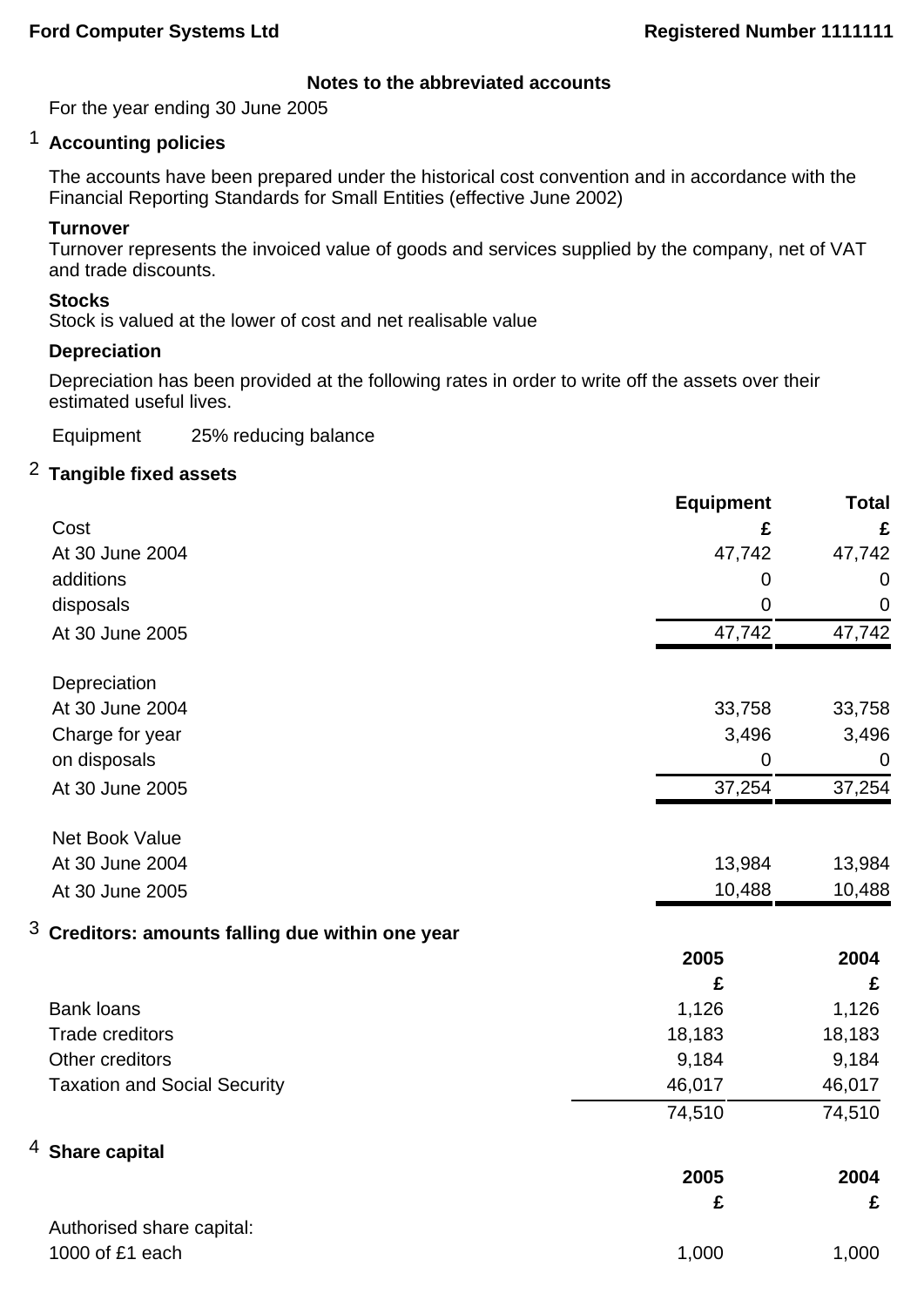**Ford Computer Systems Ltd** **Registered Number 1111111**

## Notes to the abbreviated accounts

For the year ending 30 June 2005

### 1 Accounting policies

The accounts have been prepared under the historical cost convention and in accordance with the Financial Reporting Standards for Small Entities (effective June 2002)

**Turnover**

Turnover represents the invoiced value of goods and services supplied by the company, net of VAT and trade discounts.

**Stocks**

Stock is valued at the lower of cost and net realisable value

**Depreciation**

Depreciation has been provided at the following rates in order to write off the assets over their estimated useful lives.

| | |
|---|---|
| Equipment | 25% reducing balance |

### 2 Tangible fixed assets

| | Equipment | Total |
|---|---|---|
| Cost | £ | £ |
| At 30 June 2004 | 47,742 | 47,742 |
| additions | 0 | 0 |
| disposals | 0 | 0 |
| At 30 June 2005 | 47,742 | 47,742 |
| | | |
| Depreciation | | |
| At 30 June 2004 | 33,758 | 33,758 |
| Charge for year | 3,496 | 3,496 |
| on disposals | 0 | 0 |
| At 30 June 2005 | 37,254 | 37,254 |
| | | |
| Net Book Value | | |
| At 30 June 2004 | 13,984 | 13,984 |
| At 30 June 2005 | 10,488 | 10,488 |

### 3 Creditors: amounts falling due within one year

| | 2005 | 2004 |
|---|---|---|
| | £ | £ |
| Bank loans | 1,126 | 1,126 |
| Trade creditors | 18,183 | 18,183 |
| Other creditors | 9,184 | 9,184 |
| Taxation and Social Security | 46,017 | 46,017 |
| | 74,510 | 74,510 |

### 4 Share capital

| | 2005 | 2004 |
|---|---|---|
| | £ | £ |
| Authorised share capital: | | |
| 1000 of £1 each | 1,000 | 1,000 |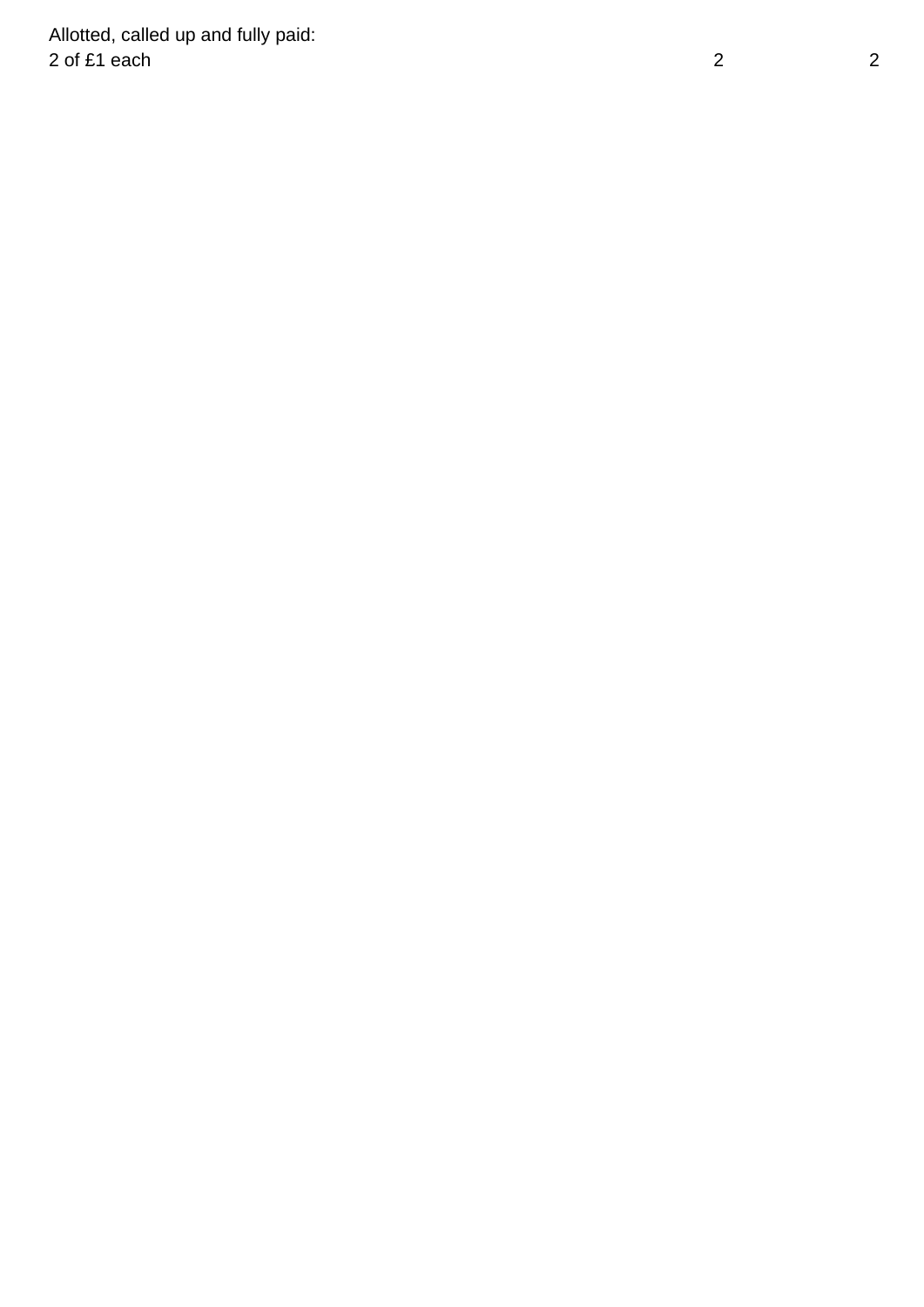| | | |
|---|---|---|
| Allotted, called up and fully paid: | | |
| 2 of £1 each | 2 | 2 |